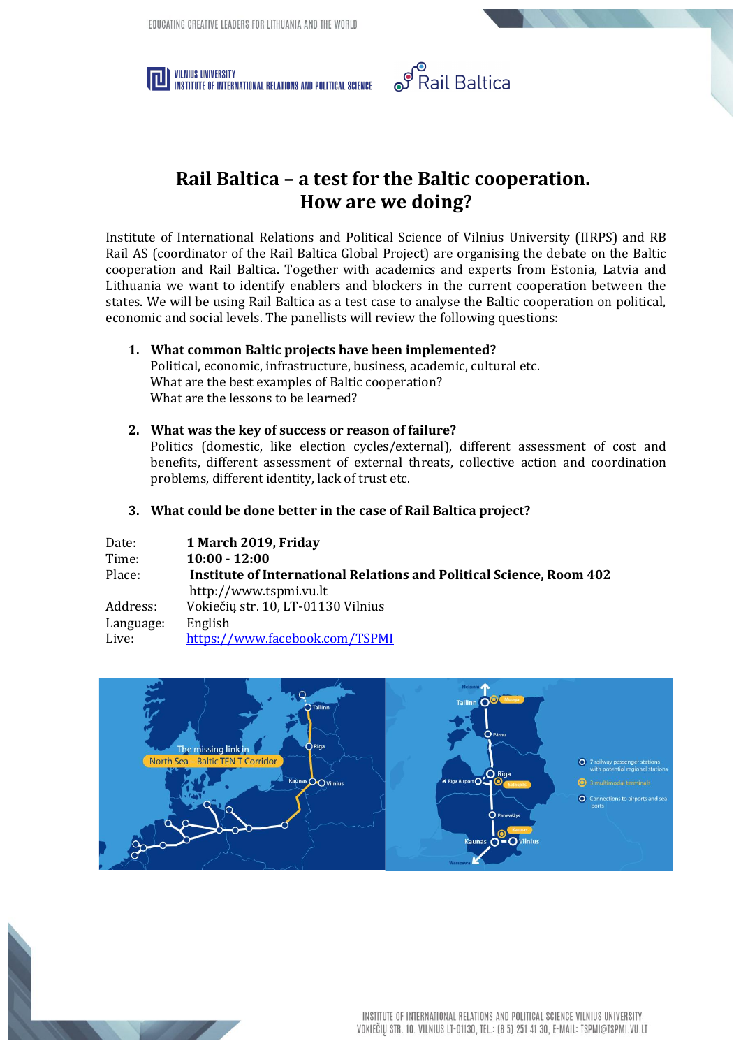# Rail Baltica – a test for the Baltic cooperation. How are we doing?

Institute of International Relations and Political Science of Vilnius University (IIRPS) and RB Rail AS (coordinator of the Rail Baltica Global Project) are organising the debate on the Baltic cooperation and Rail Baltica. Together with academics and experts from Estonia, Latvia and Lithuania we want to identify enablers and blockers in the current cooperation between the states. We will be using Rail Baltica as a test case to analyse the Baltic cooperation on political, economic and social levels. The panellists will review the following questions:

1. **What common Baltic projects have been implemented?**
   Political, economic, infrastructure, business, academic, cultural etc.
   What are the best examples of Baltic cooperation?
   What are the lessons to be learned?

2. **What was the key of success or reason of failure?**
   Politics (domestic, like election cycles/external), different assessment of cost and benefits, different assessment of external threats, collective action and coordination problems, different identity, lack of trust etc.

3. **What could be done better in the case of Rail Baltica project?**

| | |
|---|---|
| Date: | **1 March 2019, Friday** |
| Time: | **10:00 - 12:00** |
| Place: | **Institute of International Relations and Political Science, Room 402** http://www.tspmi.vu.lt |
| Address: | Vokiečių str. 10, LT-01130 Vilnius |
| Language: | English |
| Live: | https://www.facebook.com/TSPMI |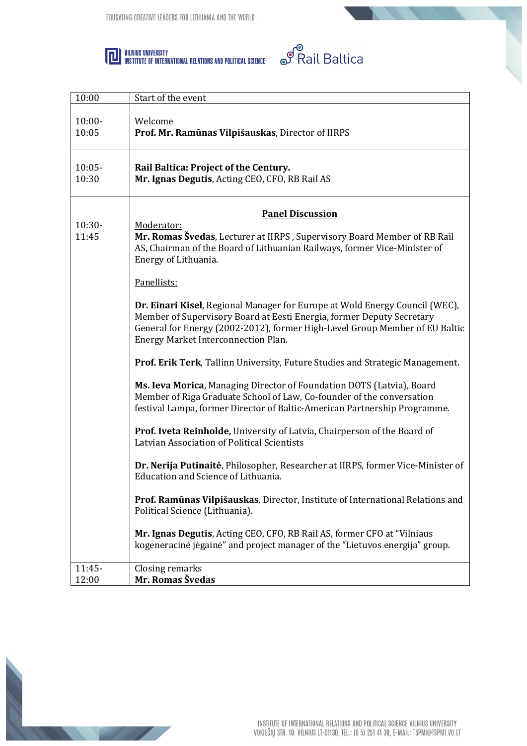| | |
|---|---|
| 10:00 | Start of the event |
| 10:00-10:05 | Welcome<br>**Prof. Mr. Ramūnas Vilpišauskas**, Director of IIRPS |
| 10:05-10:30 | **Rail Baltica: Project of the Century.**<br>**Mr. Ignas Degutis**, Acting CEO, CFO, RB Rail AS |
| 10:30-11:45 | **Panel Discussion**<br>Moderator:<br>**Mr. Romas Švedas**, Lecturer at IIRPS , Supervisory Board Member of RB Rail AS, Chairman of the Board of Lithuanian Railways, former Vice-Minister of Energy of Lithuania.<br><br>Panellists:<br><br>**Dr. Einari Kisel**, Regional Manager for Europe at Wold Energy Council (WEC), Member of Supervisory Board at Eesti Energia, former Deputy Secretary General for Energy (2002-2012), former High-Level Group Member of EU Baltic Energy Market Interconnection Plan.<br><br>**Prof. Erik Terk**, Tallinn University, Future Studies and Strategic Management.<br><br>**Ms. Ieva Morica**, Managing Director of Foundation DOTS (Latvia), Board Member of Riga Graduate School of Law, Co-founder of the conversation festival Lampa, former Director of Baltic-American Partnership Programme.<br><br>**Prof. Iveta Reinholde,** University of Latvia, Chairperson of the Board of Latvian Association of Political Scientists<br><br>**Dr. Nerija Putinaitė**, Philosopher, Researcher at IIRPS, former Vice-Minister of Education and Science of Lithuania.<br><br>**Prof. Ramūnas Vilpišauskas**, Director, Institute of International Relations and Political Science (Lithuania).<br><br>**Mr. Ignas Degutis**, Acting CEO, CFO, RB Rail AS, former CFO at "Vilniaus kogeneracinė jėgainė" and project manager of the "Lietuvos energija" group. |
| 11:45-12:00 | Closing remarks<br>**Mr. Romas Švedas** |